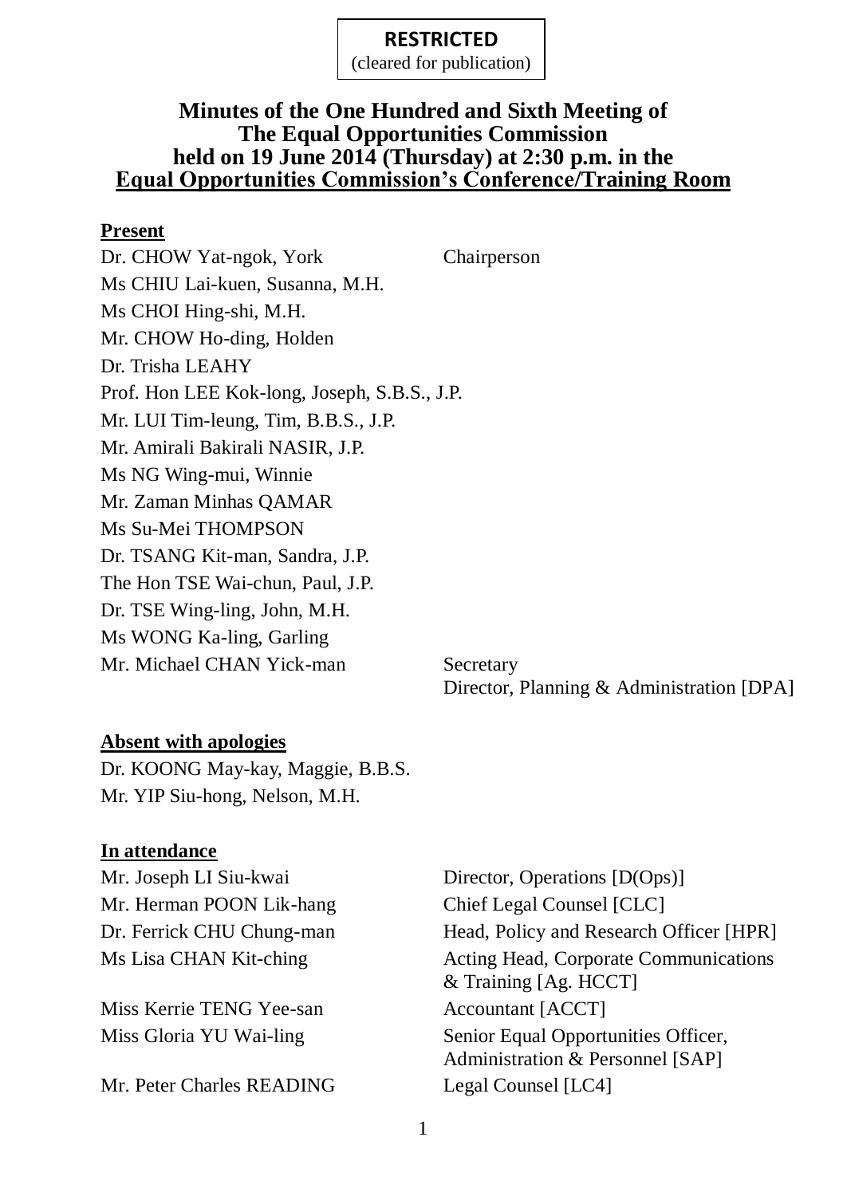**RESTRICTED**
(cleared for publication)

# Minutes of the One Hundred and Sixth Meeting of The Equal Opportunities Commission held on 19 June 2014 (Thursday) at 2:30 p.m. in the Equal Opportunities Commission's Conference/Training Room

**Present**

| | |
|---|---|
| Dr. CHOW Yat-ngok, York | Chairperson |
| Ms CHIU Lai-kuen, Susanna, M.H. | |
| Ms CHOI Hing-shi, M.H. | |
| Mr. CHOW Ho-ding, Holden | |
| Dr. Trisha LEAHY | |
| Prof. Hon LEE Kok-long, Joseph, S.B.S., J.P. | |
| Mr. LUI Tim-leung, Tim, B.B.S., J.P. | |
| Mr. Amirali Bakirali NASIR, J.P. | |
| Ms NG Wing-mui, Winnie | |
| Mr. Zaman Minhas QAMAR | |
| Ms Su-Mei THOMPSON | |
| Dr. TSANG Kit-man, Sandra, J.P. | |
| The Hon TSE Wai-chun, Paul, J.P. | |
| Dr. TSE Wing-ling, John, M.H. | |
| Ms WONG Ka-ling, Garling | |
| Mr. Michael CHAN Yick-man | Secretary<br>Director, Planning & Administration [DPA] |

**Absent with apologies**

Dr. KOONG May-kay, Maggie, B.B.S.
Mr. YIP Siu-hong, Nelson, M.H.

**In attendance**

| | |
|---|---|
| Mr. Joseph LI Siu-kwai | Director, Operations [D(Ops)] |
| Mr. Herman POON Lik-hang | Chief Legal Counsel [CLC] |
| Dr. Ferrick CHU Chung-man | Head, Policy and Research Officer [HPR] |
| Ms Lisa CHAN Kit-ching | Acting Head, Corporate Communications & Training [Ag. HCCT] |
| Miss Kerrie TENG Yee-san | Accountant [ACCT] |
| Miss Gloria YU Wai-ling | Senior Equal Opportunities Officer, Administration & Personnel [SAP] |
| Mr. Peter Charles READING | Legal Counsel [LC4] |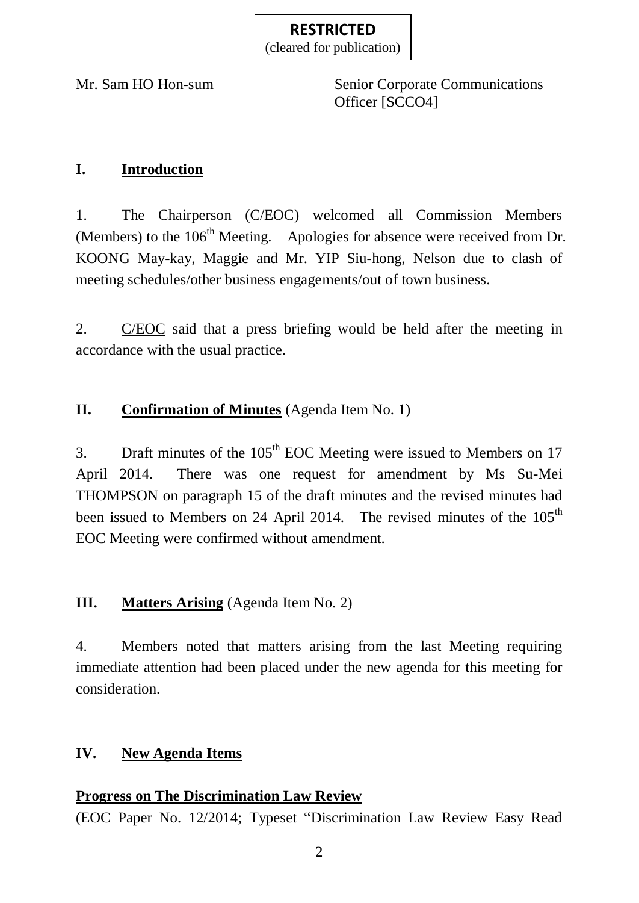**RESTRICTED**
(cleared for publication)

| | |
|---|---|
| Mr. Sam HO Hon-sum | Senior Corporate Communications Officer [SCCO4] |

## I. Introduction

1. The Chairperson (C/EOC) welcomed all Commission Members (Members) to the 106th Meeting. Apologies for absence were received from Dr. KOONG May-kay, Maggie and Mr. YIP Siu-hong, Nelson due to clash of meeting schedules/other business engagements/out of town business.

2. C/EOC said that a press briefing would be held after the meeting in accordance with the usual practice.

## II. Confirmation of Minutes (Agenda Item No. 1)

3. Draft minutes of the 105th EOC Meeting were issued to Members on 17 April 2014. There was one request for amendment by Ms Su-Mei THOMPSON on paragraph 15 of the draft minutes and the revised minutes had been issued to Members on 24 April 2014. The revised minutes of the 105th EOC Meeting were confirmed without amendment.

## III. Matters Arising (Agenda Item No. 2)

4. Members noted that matters arising from the last Meeting requiring immediate attention had been placed under the new agenda for this meeting for consideration.

## IV. New Agenda Items

**Progress on The Discrimination Law Review**

(EOC Paper No. 12/2014; Typeset "Discrimination Law Review Easy Read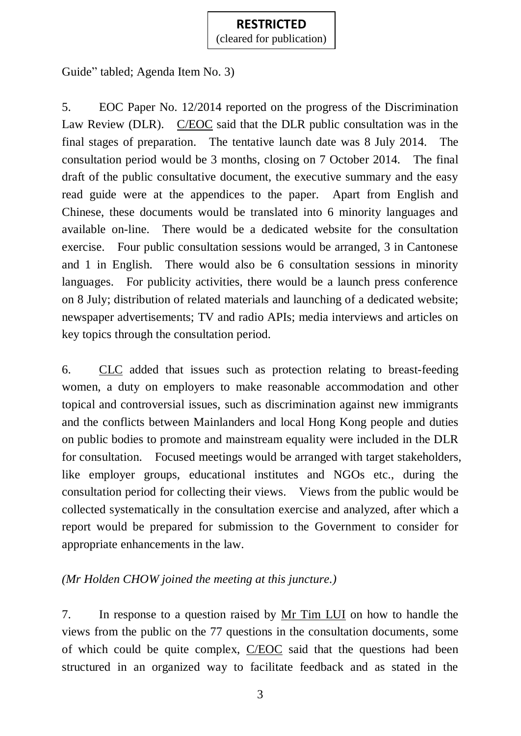Guide" tabled; Agenda Item No. 3)

5. EOC Paper No. 12/2014 reported on the progress of the Discrimination Law Review (DLR). C/EOC said that the DLR public consultation was in the final stages of preparation. The tentative launch date was 8 July 2014. The consultation period would be 3 months, closing on 7 October 2014. The final draft of the public consultative document, the executive summary and the easy read guide were at the appendices to the paper. Apart from English and Chinese, these documents would be translated into 6 minority languages and available on-line. There would be a dedicated website for the consultation exercise. Four public consultation sessions would be arranged, 3 in Cantonese and 1 in English. There would also be 6 consultation sessions in minority languages. For publicity activities, there would be a launch press conference on 8 July; distribution of related materials and launching of a dedicated website; newspaper advertisements; TV and radio APIs; media interviews and articles on key topics through the consultation period.

6. CLC added that issues such as protection relating to breast-feeding women, a duty on employers to make reasonable accommodation and other topical and controversial issues, such as discrimination against new immigrants and the conflicts between Mainlanders and local Hong Kong people and duties on public bodies to promote and mainstream equality were included in the DLR for consultation. Focused meetings would be arranged with target stakeholders, like employer groups, educational institutes and NGOs etc., during the consultation period for collecting their views. Views from the public would be collected systematically in the consultation exercise and analyzed, after which a report would be prepared for submission to the Government to consider for appropriate enhancements in the law.

*(Mr Holden CHOW joined the meeting at this juncture.)*

7. In response to a question raised by Mr Tim LUI on how to handle the views from the public on the 77 questions in the consultation documents, some of which could be quite complex, C/EOC said that the questions had been structured in an organized way to facilitate feedback and as stated in the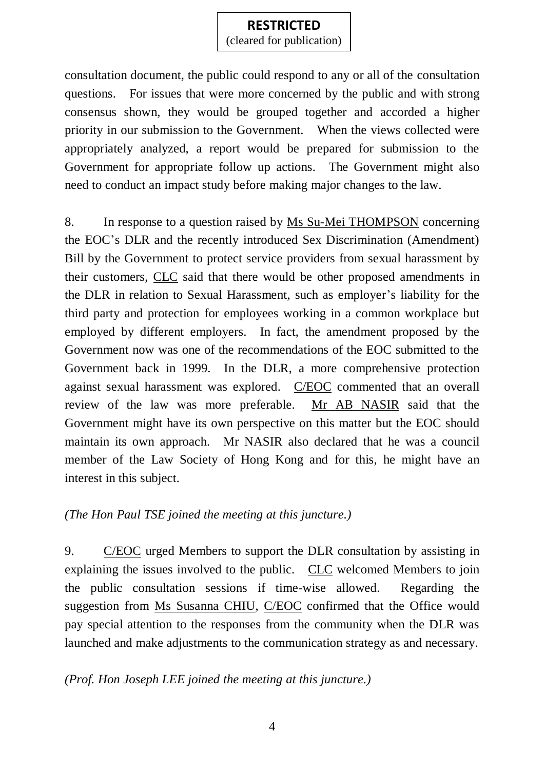**RESTRICTED**
(cleared for publication)

consultation document, the public could respond to any or all of the consultation questions. For issues that were more concerned by the public and with strong consensus shown, they would be grouped together and accorded a higher priority in our submission to the Government. When the views collected were appropriately analyzed, a report would be prepared for submission to the Government for appropriate follow up actions. The Government might also need to conduct an impact study before making major changes to the law.

8. In response to a question raised by Ms Su-Mei THOMPSON concerning the EOC's DLR and the recently introduced Sex Discrimination (Amendment) Bill by the Government to protect service providers from sexual harassment by their customers, CLC said that there would be other proposed amendments in the DLR in relation to Sexual Harassment, such as employer's liability for the third party and protection for employees working in a common workplace but employed by different employers. In fact, the amendment proposed by the Government now was one of the recommendations of the EOC submitted to the Government back in 1999. In the DLR, a more comprehensive protection against sexual harassment was explored. C/EOC commented that an overall review of the law was more preferable. Mr AB NASIR said that the Government might have its own perspective on this matter but the EOC should maintain its own approach. Mr NASIR also declared that he was a council member of the Law Society of Hong Kong and for this, he might have an interest in this subject.

*(The Hon Paul TSE joined the meeting at this juncture.)*

9. C/EOC urged Members to support the DLR consultation by assisting in explaining the issues involved to the public. CLC welcomed Members to join the public consultation sessions if time-wise allowed. Regarding the suggestion from Ms Susanna CHIU, C/EOC confirmed that the Office would pay special attention to the responses from the community when the DLR was launched and make adjustments to the communication strategy as and necessary.

*(Prof. Hon Joseph LEE joined the meeting at this juncture.)*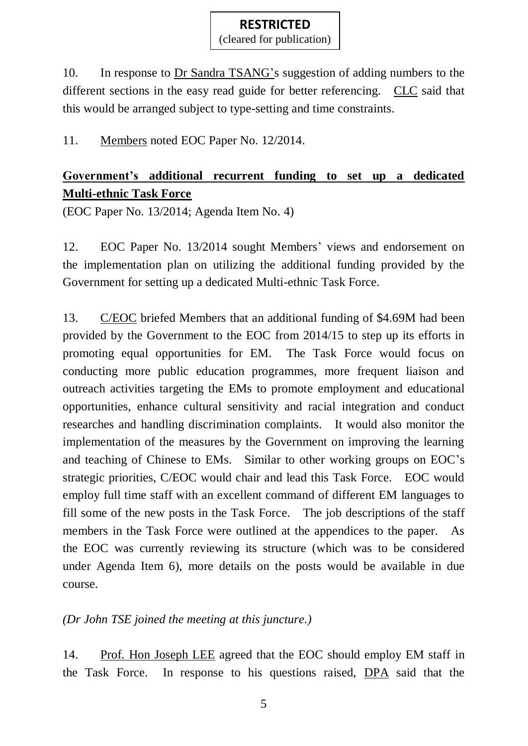**RESTRICTED**
(cleared for publication)

10. In response to Dr Sandra TSANG's suggestion of adding numbers to the different sections in the easy read guide for better referencing. CLC said that this would be arranged subject to type-setting and time constraints.

11. Members noted EOC Paper No. 12/2014.

**Government's additional recurrent funding to set up a dedicated Multi-ethnic Task Force**

(EOC Paper No. 13/2014; Agenda Item No. 4)

12. EOC Paper No. 13/2014 sought Members' views and endorsement on the implementation plan on utilizing the additional funding provided by the Government for setting up a dedicated Multi-ethnic Task Force.

13. C/EOC briefed Members that an additional funding of $4.69M had been provided by the Government to the EOC from 2014/15 to step up its efforts in promoting equal opportunities for EM. The Task Force would focus on conducting more public education programmes, more frequent liaison and outreach activities targeting the EMs to promote employment and educational opportunities, enhance cultural sensitivity and racial integration and conduct researches and handling discrimination complaints. It would also monitor the implementation of the measures by the Government on improving the learning and teaching of Chinese to EMs. Similar to other working groups on EOC's strategic priorities, C/EOC would chair and lead this Task Force. EOC would employ full time staff with an excellent command of different EM languages to fill some of the new posts in the Task Force. The job descriptions of the staff members in the Task Force were outlined at the appendices to the paper. As the EOC was currently reviewing its structure (which was to be considered under Agenda Item 6), more details on the posts would be available in due course.

*(Dr John TSE joined the meeting at this juncture.)*

14. Prof. Hon Joseph LEE agreed that the EOC should employ EM staff in the Task Force. In response to his questions raised, DPA said that the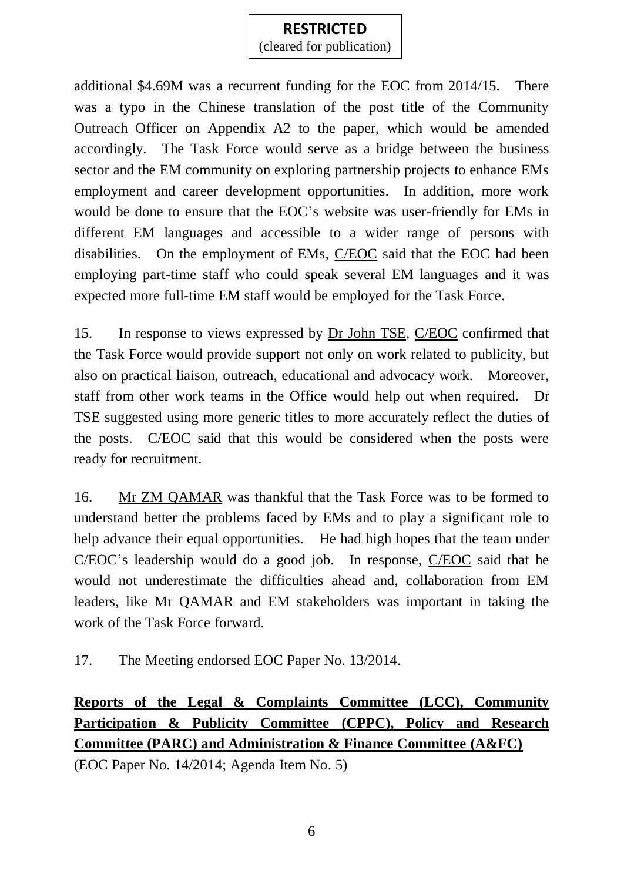additional $4.69M was a recurrent funding for the EOC from 2014/15. There was a typo in the Chinese translation of the post title of the Community Outreach Officer on Appendix A2 to the paper, which would be amended accordingly. The Task Force would serve as a bridge between the business sector and the EM community on exploring partnership projects to enhance EMs employment and career development opportunities. In addition, more work would be done to ensure that the EOC's website was user-friendly for EMs in different EM languages and accessible to a wider range of persons with disabilities. On the employment of EMs, C/EOC said that the EOC had been employing part-time staff who could speak several EM languages and it was expected more full-time EM staff would be employed for the Task Force.

15. In response to views expressed by Dr John TSE, C/EOC confirmed that the Task Force would provide support not only on work related to publicity, but also on practical liaison, outreach, educational and advocacy work. Moreover, staff from other work teams in the Office would help out when required. Dr TSE suggested using more generic titles to more accurately reflect the duties of the posts. C/EOC said that this would be considered when the posts were ready for recruitment.

16. Mr ZM QAMAR was thankful that the Task Force was to be formed to understand better the problems faced by EMs and to play a significant role to help advance their equal opportunities. He had high hopes that the team under C/EOC's leadership would do a good job. In response, C/EOC said that he would not underestimate the difficulties ahead and, collaboration from EM leaders, like Mr QAMAR and EM stakeholders was important in taking the work of the Task Force forward.

17. The Meeting endorsed EOC Paper No. 13/2014.

**Reports of the Legal & Complaints Committee (LCC), Community Participation & Publicity Committee (CPPC), Policy and Research Committee (PARC) and Administration & Finance Committee (A&FC)**

(EOC Paper No. 14/2014; Agenda Item No. 5)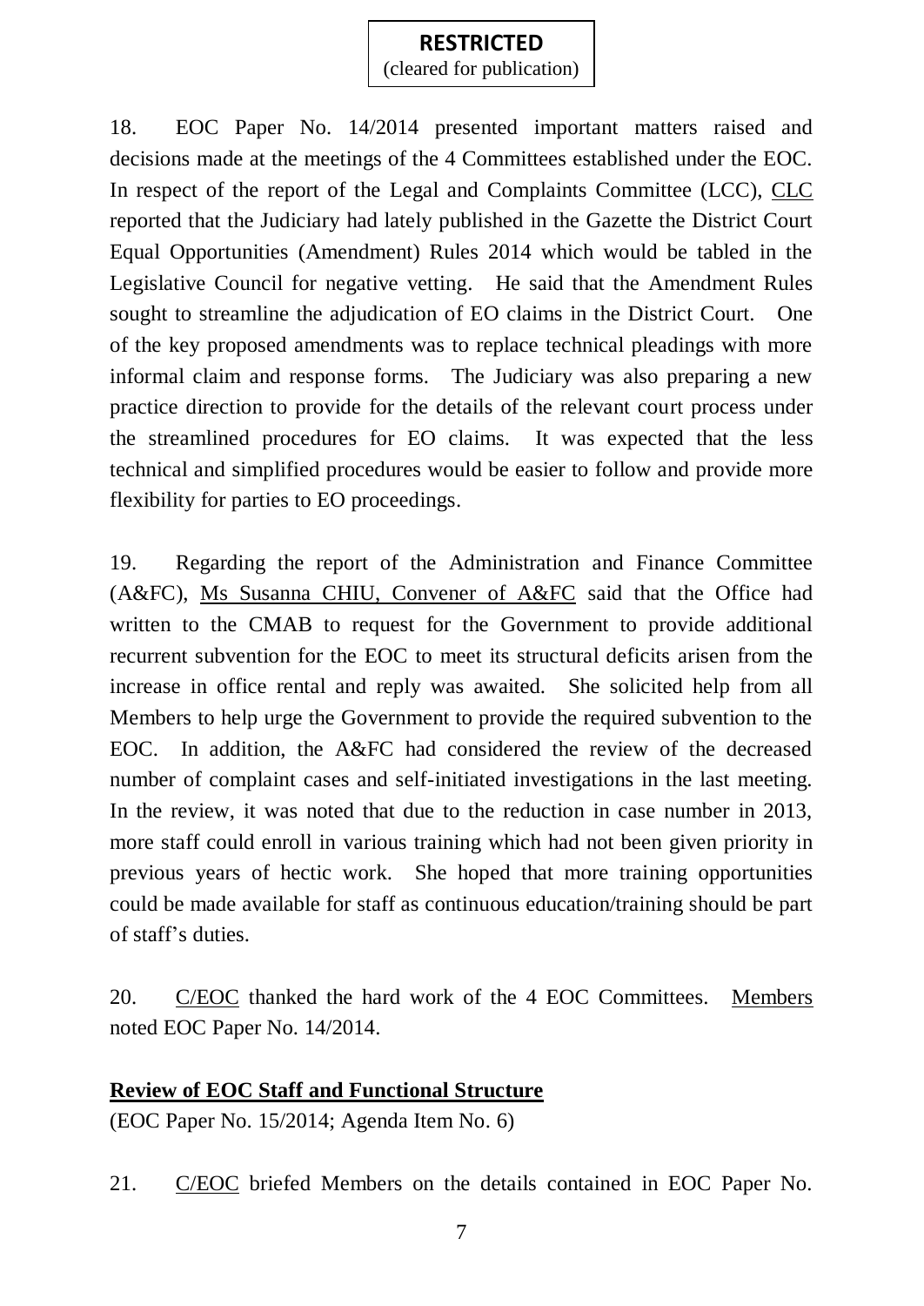18. EOC Paper No. 14/2014 presented important matters raised and decisions made at the meetings of the 4 Committees established under the EOC. In respect of the report of the Legal and Complaints Committee (LCC), CLC reported that the Judiciary had lately published in the Gazette the District Court Equal Opportunities (Amendment) Rules 2014 which would be tabled in the Legislative Council for negative vetting. He said that the Amendment Rules sought to streamline the adjudication of EO claims in the District Court. One of the key proposed amendments was to replace technical pleadings with more informal claim and response forms. The Judiciary was also preparing a new practice direction to provide for the details of the relevant court process under the streamlined procedures for EO claims. It was expected that the less technical and simplified procedures would be easier to follow and provide more flexibility for parties to EO proceedings.

19. Regarding the report of the Administration and Finance Committee (A&FC), Ms Susanna CHIU, Convener of A&FC said that the Office had written to the CMAB to request for the Government to provide additional recurrent subvention for the EOC to meet its structural deficits arisen from the increase in office rental and reply was awaited. She solicited help from all Members to help urge the Government to provide the required subvention to the EOC. In addition, the A&FC had considered the review of the decreased number of complaint cases and self-initiated investigations in the last meeting. In the review, it was noted that due to the reduction in case number in 2013, more staff could enroll in various training which had not been given priority in previous years of hectic work. She hoped that more training opportunities could be made available for staff as continuous education/training should be part of staff's duties.

20. C/EOC thanked the hard work of the 4 EOC Committees. Members noted EOC Paper No. 14/2014.

**Review of EOC Staff and Functional Structure**

(EOC Paper No. 15/2014; Agenda Item No. 6)

21. C/EOC briefed Members on the details contained in EOC Paper No.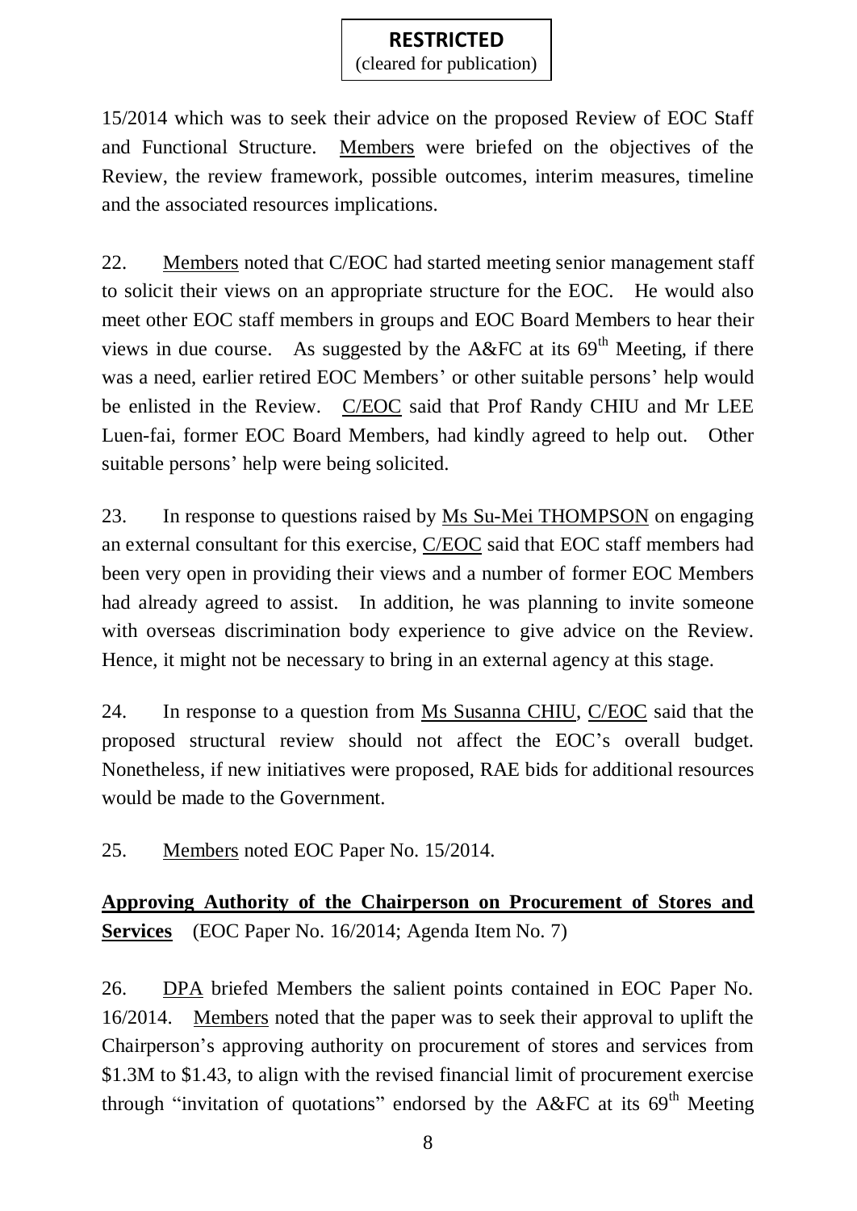**RESTRICTED**
(cleared for publication)

15/2014 which was to seek their advice on the proposed Review of EOC Staff and Functional Structure. Members were briefed on the objectives of the Review, the review framework, possible outcomes, interim measures, timeline and the associated resources implications.

22. Members noted that C/EOC had started meeting senior management staff to solicit their views on an appropriate structure for the EOC. He would also meet other EOC staff members in groups and EOC Board Members to hear their views in due course. As suggested by the A&FC at its 69th Meeting, if there was a need, earlier retired EOC Members' or other suitable persons' help would be enlisted in the Review. C/EOC said that Prof Randy CHIU and Mr LEE Luen-fai, former EOC Board Members, had kindly agreed to help out. Other suitable persons' help were being solicited.

23. In response to questions raised by Ms Su-Mei THOMPSON on engaging an external consultant for this exercise, C/EOC said that EOC staff members had been very open in providing their views and a number of former EOC Members had already agreed to assist. In addition, he was planning to invite someone with overseas discrimination body experience to give advice on the Review. Hence, it might not be necessary to bring in an external agency at this stage.

24. In response to a question from Ms Susanna CHIU, C/EOC said that the proposed structural review should not affect the EOC's overall budget. Nonetheless, if new initiatives were proposed, RAE bids for additional resources would be made to the Government.

25. Members noted EOC Paper No. 15/2014.

**Approving Authority of the Chairperson on Procurement of Stores and Services** (EOC Paper No. 16/2014; Agenda Item No. 7)

26. DPA briefed Members the salient points contained in EOC Paper No. 16/2014. Members noted that the paper was to seek their approval to uplift the Chairperson's approving authority on procurement of stores and services from \$1.3M to \$1.43, to align with the revised financial limit of procurement exercise through "invitation of quotations" endorsed by the A&FC at its 69th Meeting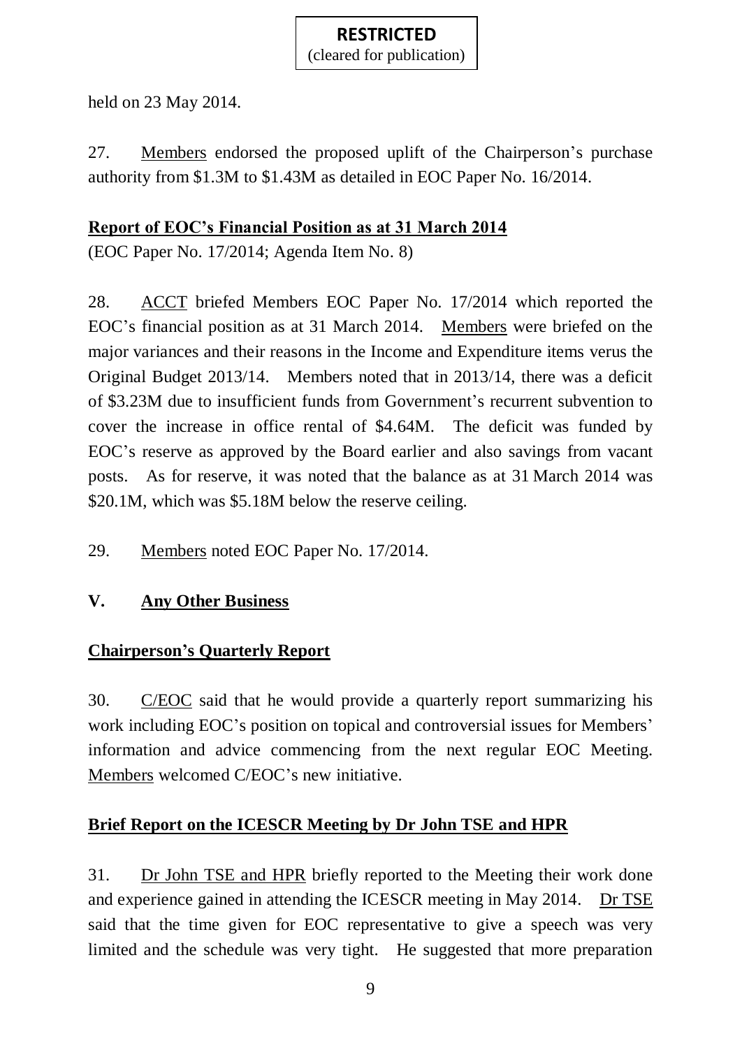held on 23 May 2014.

27. Members endorsed the proposed uplift of the Chairperson's purchase authority from $1.3M to $1.43M as detailed in EOC Paper No. 16/2014.

**Report of EOC's Financial Position as at 31 March 2014**

(EOC Paper No. 17/2014; Agenda Item No. 8)

28. ACCT briefed Members EOC Paper No. 17/2014 which reported the EOC's financial position as at 31 March 2014. Members were briefed on the major variances and their reasons in the Income and Expenditure items verus the Original Budget 2013/14. Members noted that in 2013/14, there was a deficit of $3.23M due to insufficient funds from Government's recurrent subvention to cover the increase in office rental of $4.64M. The deficit was funded by EOC's reserve as approved by the Board earlier and also savings from vacant posts. As for reserve, it was noted that the balance as at 31 March 2014 was $20.1M, which was $5.18M below the reserve ceiling.

29. Members noted EOC Paper No. 17/2014.

## V. Any Other Business

**Chairperson's Quarterly Report**

30. C/EOC said that he would provide a quarterly report summarizing his work including EOC's position on topical and controversial issues for Members' information and advice commencing from the next regular EOC Meeting. Members welcomed C/EOC's new initiative.

**Brief Report on the ICESCR Meeting by Dr John TSE and HPR**

31. Dr John TSE and HPR briefly reported to the Meeting their work done and experience gained in attending the ICESCR meeting in May 2014. Dr TSE said that the time given for EOC representative to give a speech was very limited and the schedule was very tight. He suggested that more preparation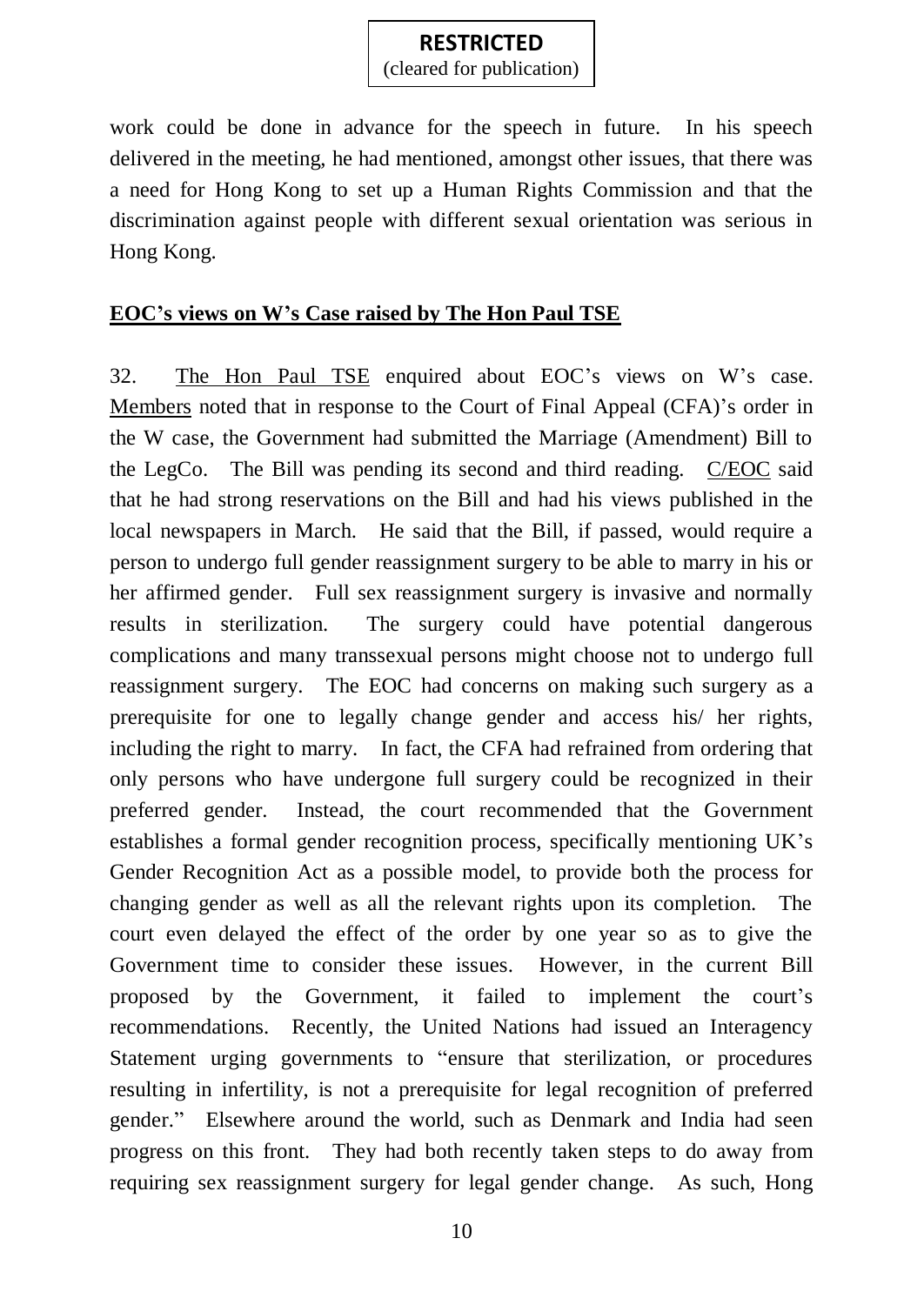work could be done in advance for the speech in future. In his speech delivered in the meeting, he had mentioned, amongst other issues, that there was a need for Hong Kong to set up a Human Rights Commission and that the discrimination against people with different sexual orientation was serious in Hong Kong.

## EOC's views on W's Case raised by The Hon Paul TSE

32. The Hon Paul TSE enquired about EOC's views on W's case. Members noted that in response to the Court of Final Appeal (CFA)'s order in the W case, the Government had submitted the Marriage (Amendment) Bill to the LegCo. The Bill was pending its second and third reading. C/EOC said that he had strong reservations on the Bill and had his views published in the local newspapers in March. He said that the Bill, if passed, would require a person to undergo full gender reassignment surgery to be able to marry in his or her affirmed gender. Full sex reassignment surgery is invasive and normally results in sterilization. The surgery could have potential dangerous complications and many transsexual persons might choose not to undergo full reassignment surgery. The EOC had concerns on making such surgery as a prerequisite for one to legally change gender and access his/ her rights, including the right to marry. In fact, the CFA had refrained from ordering that only persons who have undergone full surgery could be recognized in their preferred gender. Instead, the court recommended that the Government establishes a formal gender recognition process, specifically mentioning UK's Gender Recognition Act as a possible model, to provide both the process for changing gender as well as all the relevant rights upon its completion. The court even delayed the effect of the order by one year so as to give the Government time to consider these issues. However, in the current Bill proposed by the Government, it failed to implement the court's recommendations. Recently, the United Nations had issued an Interagency Statement urging governments to "ensure that sterilization, or procedures resulting in infertility, is not a prerequisite for legal recognition of preferred gender." Elsewhere around the world, such as Denmark and India had seen progress on this front. They had both recently taken steps to do away from requiring sex reassignment surgery for legal gender change. As such, Hong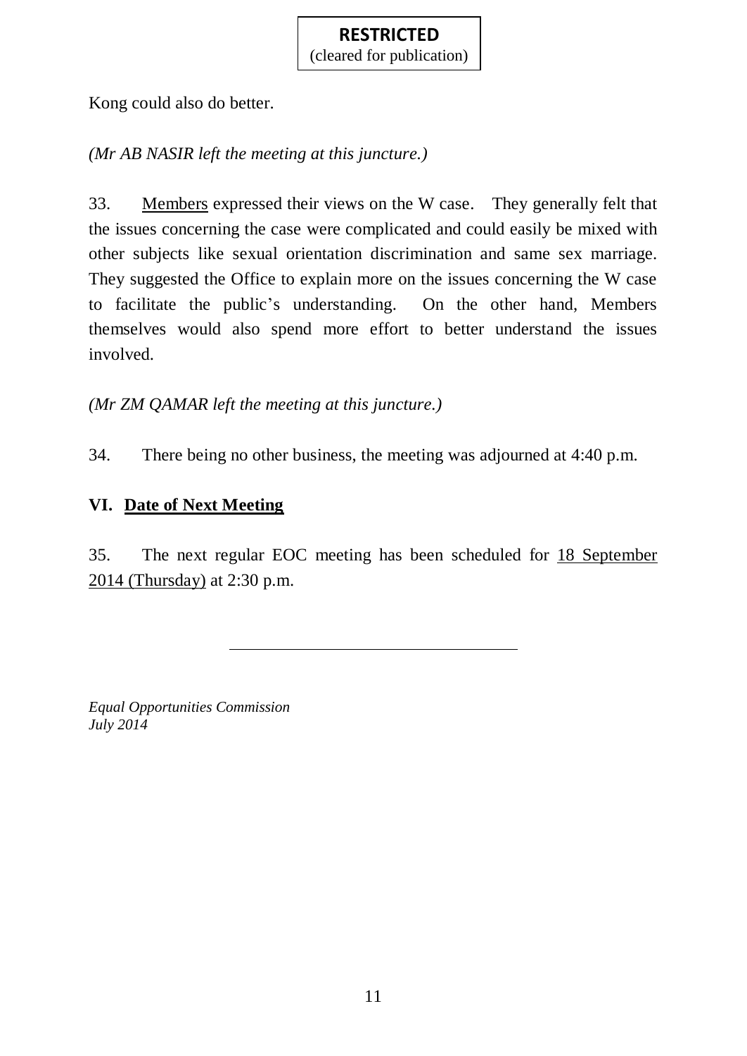**RESTRICTED**
(cleared for publication)

Kong could also do better.

*(Mr AB NASIR left the meeting at this juncture.)*

33. Members expressed their views on the W case. They generally felt that the issues concerning the case were complicated and could easily be mixed with other subjects like sexual orientation discrimination and same sex marriage. They suggested the Office to explain more on the issues concerning the W case to facilitate the public's understanding. On the other hand, Members themselves would also spend more effort to better understand the issues involved.

*(Mr ZM QAMAR left the meeting at this juncture.)*

34. There being no other business, the meeting was adjourned at 4:40 p.m.

## VI. Date of Next Meeting

35. The next regular EOC meeting has been scheduled for 18 September 2014 (Thursday) at 2:30 p.m.

---

*Equal Opportunities Commission*
*July 2014*